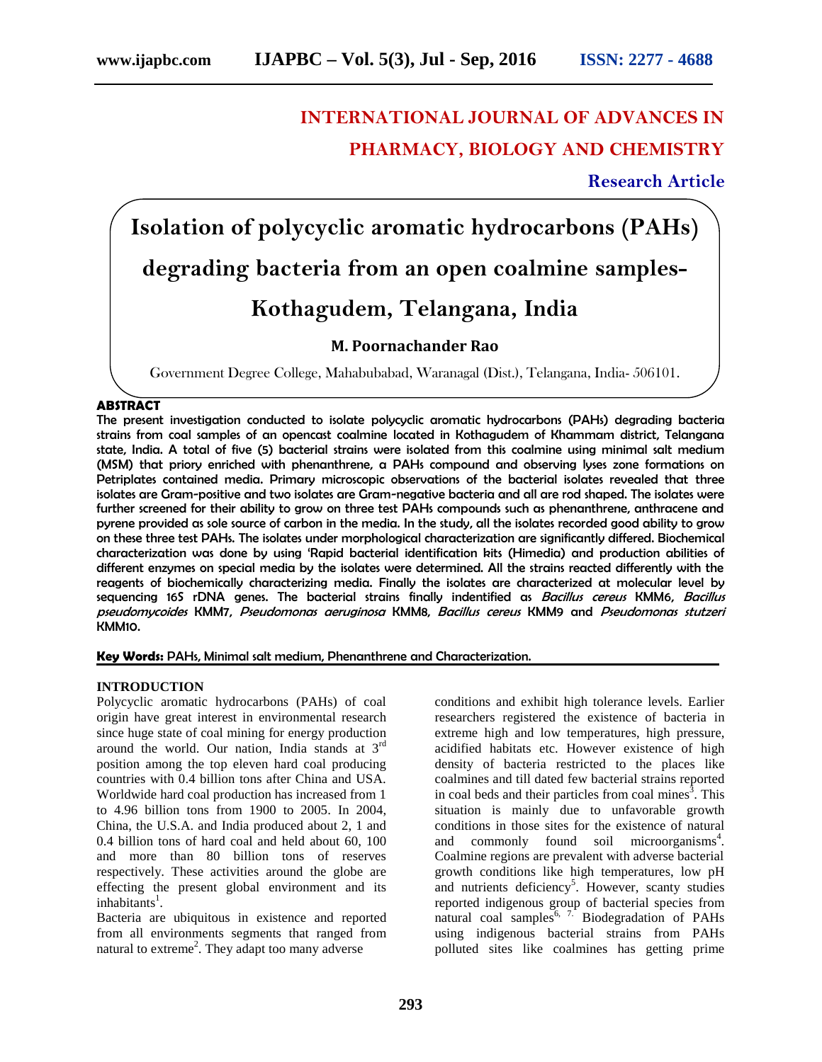# INTERNATIONAL JOURNAL OF ADVANCES IN PHARMACY, BIOLOGY AND CHEMISTRY

**Research Article**

# Isolation of polycyclic aromatic hydrocarbons (PAHs) degrading bacteria from an open coalmine samples- Kothagudem, Telangana, India

**M. Poornachander Rao**

Government Degree College, Mahabubabad, Waranagal (Dist.), Telangana, India- 506101.

## ABSTRACT

The present investigation conducted to isolate polycyclic aromatic hydrocarbons (PAHs) degrading bacteria strains from coal samples of an opencast coalmine located in Kothagudem of Khammam district, Telangana state, India. A total of five (5) bacterial strains were isolated from this coalmine using minimal salt medium (MSM) that priory enriched with phenanthrene, a PAHs compound and observing lyses zone formations on Petriplates contained media. Primary microscopic observations of the bacterial isolates revealed that three isolates are Gram-positive and two isolates are Gram-negative bacteria and all are rod shaped. The isolates were further screened for their ability to grow on three test PAHs compounds such as phenanthrene, anthracene and pyrene provided as sole source of carbon in the media. In the study, all the isolates recorded good ability to grow on these three test PAHs. The isolates under morphological characterization are significantly differed. Biochemical characterization was done by using 'Rapid bacterial identification kits (Himedia) and production abilities of different enzymes on special media by the isolates were determined. All the strains reacted differently with the reagents of biochemically characterizing media. Finally the isolates are characterized at molecular level by sequencing 16S rDNA genes. The bacterial strains finally indentified as *Bacillus cereus* KMM6, *Bacillus pseudomycoides* KMM7, *Pseudomonas aeruginosa* KMM8, *Bacillus cereus* KMM9 and *Pseudomonas stutzeri* KMM10.

**Key Words:** PAHs, Minimal salt medium, Phenanthrene and Characterization.

## INTRODUCTION

Polycyclic aromatic hydrocarbons (PAHs) of coal origin have great interest in environmental research since huge state of coal mining for energy production around the world. Our nation, India stands at 3rd position among the top eleven hard coal producing countries with 0.4 billion tons after China and USA. Worldwide hard coal production has increased from 1 to 4.96 billion tons from 1900 to 2005. In 2004, China, the U.S.A. and India produced about 2, 1 and 0.4 billion tons of hard coal and held about 60, 100 and more than 80 billion tons of reserves respectively. These activities around the globe are effecting the present global environment and its inhabitants[1].

Bacteria are ubiquitous in existence and reported from all environments segments that ranged from natural to extreme[2]. They adapt too many adverse conditions and exhibit high tolerance levels. Earlier researchers registered the existence of bacteria in extreme high and low temperatures, high pressure, acidified habitats etc. However existence of high density of bacteria restricted to the places like coalmines and till dated few bacterial strains reported in coal beds and their particles from coal mines[3]. This situation is mainly due to unfavorable growth conditions in those sites for the existence of natural and commonly found soil microorganisms[4]. Coalmine regions are prevalent with adverse bacterial growth conditions like high temperatures, low pH and nutrients deficiency[5]. However, scanty studies reported indigenous group of bacterial species from natural coal samples[6, 7]. Biodegradation of PAHs using indigenous bacterial strains from PAHs polluted sites like coalmines has getting prime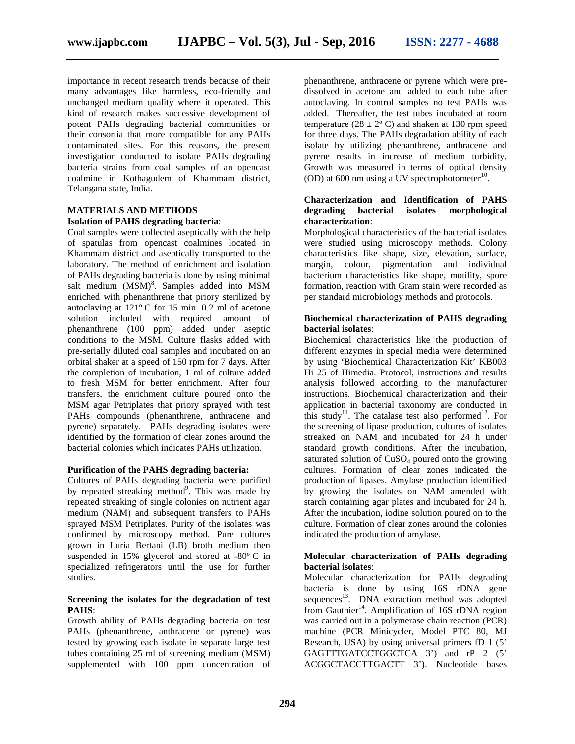importance in recent research trends because of their many advantages like harmless, eco-friendly and unchanged medium quality where it operated. This kind of research makes successive development of potent PAHs degrading bacterial communities or their consortia that more compatible for any PAHs contaminated sites. For this reasons, the present investigation conducted to isolate PAHs degrading bacteria strains from coal samples of an opencast coalmine in Kothagudem of Khammam district, Telangana state, India.

## MATERIALS AND METHODS

**Isolation of PAHS degrading bacteria**:

Coal samples were collected aseptically with the help of spatulas from opencast coalmines located in Khammam district and aseptically transported to the laboratory. The method of enrichment and isolation of PAHs degrading bacteria is done by using minimal salt medium (MSM)[8]. Samples added into MSM enriched with phenanthrene that priory sterilized by autoclaving at 121° C for 15 min. 0.2 ml of acetone solution included with required amount of phenanthrene (100 ppm) added under aseptic conditions to the MSM. Culture flasks added with pre-serially diluted coal samples and incubated on an orbital shaker at a speed of 150 rpm for 7 days. After the completion of incubation, 1 ml of culture added to fresh MSM for better enrichment. After four transfers, the enrichment culture poured onto the MSM agar Petriplates that priory sprayed with test PAHs compounds (phenanthrene, anthracene and pyrene) separately. PAHs degrading isolates were identified by the formation of clear zones around the bacterial colonies which indicates PAHs utilization.

**Purification of the PAHS degrading bacteria:**

Cultures of PAHs degrading bacteria were purified by repeated streaking method[9]. This was made by repeated streaking of single colonies on nutrient agar medium (NAM) and subsequent transfers to PAHs sprayed MSM Petriplates. Purity of the isolates was confirmed by microscopy method. Pure cultures grown in Luria Bertani (LB) broth medium then suspended in 15% glycerol and stored at -80° C in specialized refrigerators until the use for further studies.

**Screening the isolates for the degradation of test PAHS**:

Growth ability of PAHs degrading bacteria on test PAHs (phenanthrene, anthracene or pyrene) was tested by growing each isolate in separate large test tubes containing 25 ml of screening medium (MSM) supplemented with 100 ppm concentration of phenanthrene, anthracene or pyrene which were pre-dissolved in acetone and added to each tube after autoclaving. In control samples no test PAHs was added. Thereafter, the test tubes incubated at room temperature (28 ± 2° C) and shaken at 130 rpm speed for three days. The PAHs degradation ability of each isolate by utilizing phenanthrene, anthracene and pyrene results in increase of medium turbidity. Growth was measured in terms of optical density (OD) at 600 nm using a UV spectrophotometer[10].

**Characterization and Identification of PAHS degrading bacterial isolates morphological characterization**:

Morphological characteristics of the bacterial isolates were studied using microscopy methods. Colony characteristics like shape, size, elevation, surface, margin, colour, pigmentation and individual bacterium characteristics like shape, motility, spore formation, reaction with Gram stain were recorded as per standard microbiology methods and protocols.

**Biochemical characterization of PAHS degrading bacterial isolates**:

Biochemical characteristics like the production of different enzymes in special media were determined by using 'Biochemical Characterization Kit' KB003 Hi 25 of Himedia. Protocol, instructions and results analysis followed according to the manufacturer instructions. Biochemical characterization and their application in bacterial taxonomy are conducted in this study[11]. The catalase test also performed[12]. For the screening of lipase production, cultures of isolates streaked on NAM and incubated for 24 h under standard growth conditions. After the incubation, saturated solution of $CuSO_4$ poured onto the growing cultures. Formation of clear zones indicated the production of lipases. Amylase production identified by growing the isolates on NAM amended with starch containing agar plates and incubated for 24 h. After the incubation, iodine solution poured on to the culture. Formation of clear zones around the colonies indicated the production of amylase.

**Molecular characterization of PAHs degrading bacterial isolates**:

Molecular characterization for PAHs degrading bacteria is done by using 16S rDNA gene sequences[13]. DNA extraction method was adopted from Gauthier[14]. Amplification of 16S rDNA region was carried out in a polymerase chain reaction (PCR) machine (PCR Minicycler, Model PTC 80, MJ Research, USA) by using universal primers fD 1 (5' GAGTTTGATCCTGGCTCA 3') and rP 2 (5' ACGGCTACCTTGACTT 3'). Nucleotide bases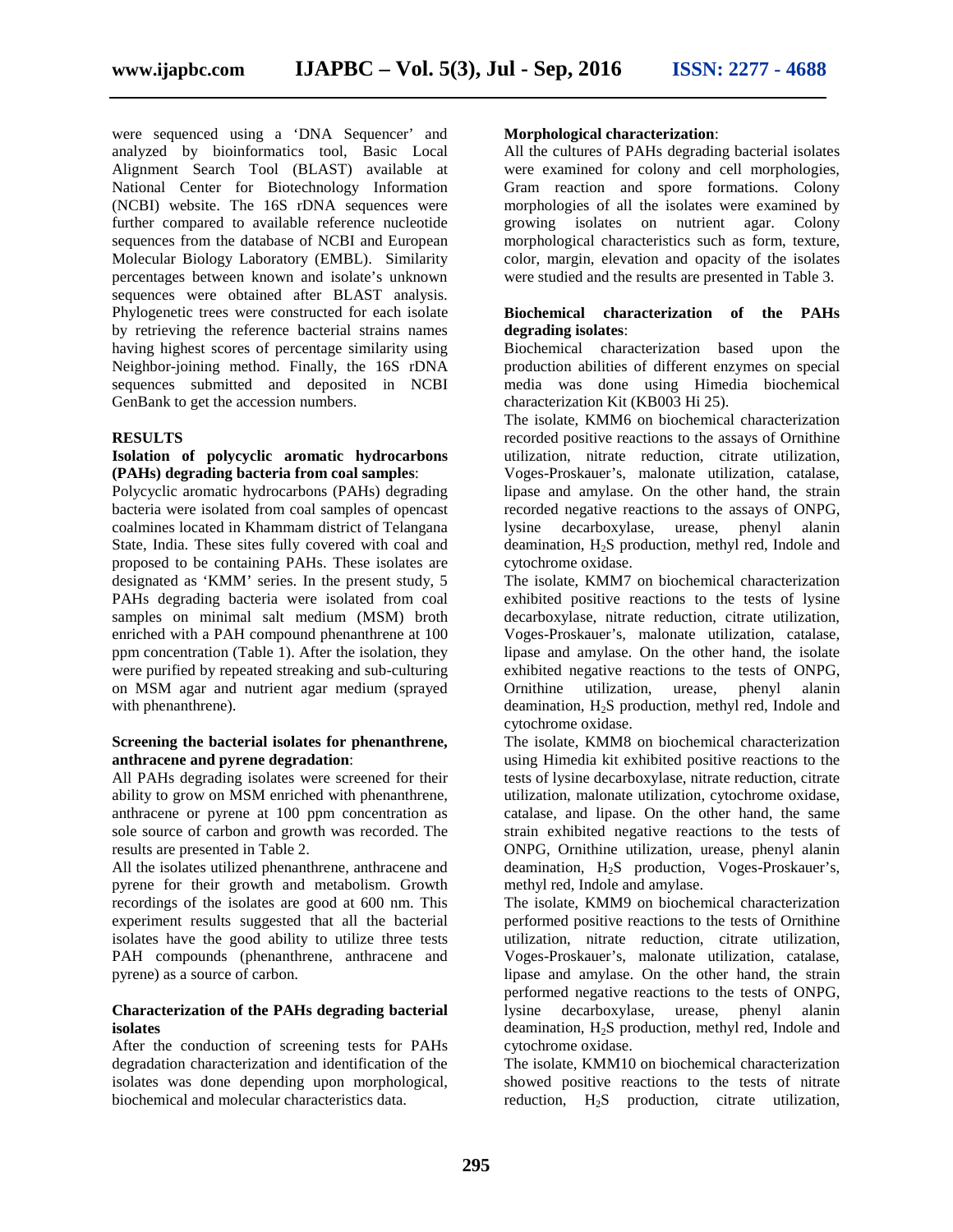were sequenced using a 'DNA Sequencer' and analyzed by bioinformatics tool, Basic Local Alignment Search Tool (BLAST) available at National Center for Biotechnology Information (NCBI) website. The 16S rDNA sequences were further compared to available reference nucleotide sequences from the database of NCBI and European Molecular Biology Laboratory (EMBL). Similarity percentages between known and isolate's unknown sequences were obtained after BLAST analysis. Phylogenetic trees were constructed for each isolate by retrieving the reference bacterial strains names having highest scores of percentage similarity using Neighbor-joining method. Finally, the 16S rDNA sequences submitted and deposited in NCBI GenBank to get the accession numbers.

## RESULTS

### Isolation of polycyclic aromatic hydrocarbons (PAHs) degrading bacteria from coal samples:

Polycyclic aromatic hydrocarbons (PAHs) degrading bacteria were isolated from coal samples of opencast coalmines located in Khammam district of Telangana State, India. These sites fully covered with coal and proposed to be containing PAHs. These isolates are designated as 'KMM' series. In the present study, 5 PAHs degrading bacteria were isolated from coal samples on minimal salt medium (MSM) broth enriched with a PAH compound phenanthrene at 100 ppm concentration (Table 1). After the isolation, they were purified by repeated streaking and sub-culturing on MSM agar and nutrient agar medium (sprayed with phenanthrene).

### Screening the bacterial isolates for phenanthrene, anthracene and pyrene degradation:

All PAHs degrading isolates were screened for their ability to grow on MSM enriched with phenanthrene, anthracene or pyrene at 100 ppm concentration as sole source of carbon and growth was recorded. The results are presented in Table 2.

All the isolates utilized phenanthrene, anthracene and pyrene for their growth and metabolism. Growth recordings of the isolates are good at 600 nm. This experiment results suggested that all the bacterial isolates have the good ability to utilize three tests PAH compounds (phenanthrene, anthracene and pyrene) as a source of carbon.

### Characterization of the PAHs degrading bacterial isolates

After the conduction of screening tests for PAHs degradation characterization and identification of the isolates was done depending upon morphological, biochemical and molecular characteristics data.

### Morphological characterization:

All the cultures of PAHs degrading bacterial isolates were examined for colony and cell morphologies, Gram reaction and spore formations. Colony morphologies of all the isolates were examined by growing isolates on nutrient agar. Colony morphological characteristics such as form, texture, color, margin, elevation and opacity of the isolates were studied and the results are presented in Table 3.

### Biochemical characterization of the PAHs degrading isolates:

Biochemical characterization based upon the production abilities of different enzymes on special media was done using Himedia biochemical characterization Kit (KB003 Hi 25).

The isolate, KMM6 on biochemical characterization recorded positive reactions to the assays of Ornithine utilization, nitrate reduction, citrate utilization, Voges-Proskauer's, malonate utilization, catalase, lipase and amylase. On the other hand, the strain recorded negative reactions to the assays of ONPG, lysine decarboxylase, urease, phenyl alanin deamination, $H_2S$ production, methyl red, Indole and cytochrome oxidase.

The isolate, KMM7 on biochemical characterization exhibited positive reactions to the tests of lysine decarboxylase, nitrate reduction, citrate utilization, Voges-Proskauer's, malonate utilization, catalase, lipase and amylase. On the other hand, the isolate exhibited negative reactions to the tests of ONPG, Ornithine utilization, urease, phenyl alanin deamination, $H_2S$ production, methyl red, Indole and cytochrome oxidase.

The isolate, KMM8 on biochemical characterization using Himedia kit exhibited positive reactions to the tests of lysine decarboxylase, nitrate reduction, citrate utilization, malonate utilization, cytochrome oxidase, catalase, and lipase. On the other hand, the same strain exhibited negative reactions to the tests of ONPG, Ornithine utilization, urease, phenyl alanin deamination, $H_2S$ production, Voges-Proskauer's, methyl red, Indole and amylase.

The isolate, KMM9 on biochemical characterization performed positive reactions to the tests of Ornithine utilization, nitrate reduction, citrate utilization, Voges-Proskauer's, malonate utilization, catalase, lipase and amylase. On the other hand, the strain performed negative reactions to the tests of ONPG, lysine decarboxylase, urease, phenyl alanin deamination, $H_2S$ production, methyl red, Indole and cytochrome oxidase.

The isolate, KMM10 on biochemical characterization showed positive reactions to the tests of nitrate reduction, $H_2S$ production, citrate utilization,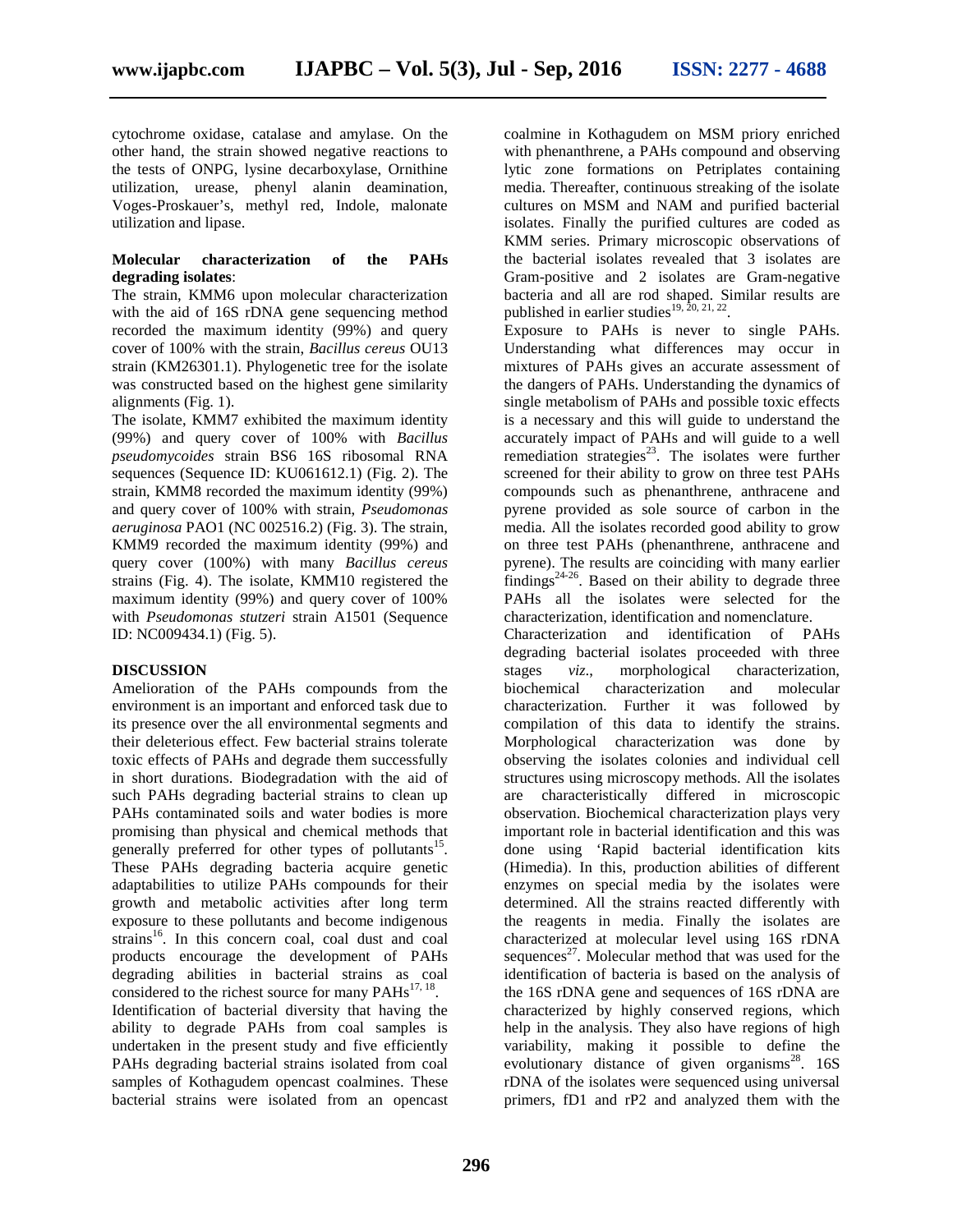cytochrome oxidase, catalase and amylase. On the other hand, the strain showed negative reactions to the tests of ONPG, lysine decarboxylase, Ornithine utilization, urease, phenyl alanin deamination, Voges-Proskauer's, methyl red, Indole, malonate utilization and lipase.

**Molecular characterization of the PAHs degrading isolates**:

The strain, KMM6 upon molecular characterization with the aid of 16S rDNA gene sequencing method recorded the maximum identity (99%) and query cover of 100% with the strain, *Bacillus cereus* OU13 strain (KM26301.1). Phylogenetic tree for the isolate was constructed based on the highest gene similarity alignments (Fig. 1).

The isolate, KMM7 exhibited the maximum identity (99%) and query cover of 100% with *Bacillus pseudomycoides* strain BS6 16S ribosomal RNA sequences (Sequence ID: KU061612.1) (Fig. 2). The strain, KMM8 recorded the maximum identity (99%) and query cover of 100% with strain, *Pseudomonas aeruginosa* PAO1 (NC 002516.2) (Fig. 3). The strain, KMM9 recorded the maximum identity (99%) and query cover (100%) with many *Bacillus cereus* strains (Fig. 4). The isolate, KMM10 registered the maximum identity (99%) and query cover of 100% with *Pseudomonas stutzeri* strain A1501 (Sequence ID: NC009434.1) (Fig. 5).

## DISCUSSION

Amelioration of the PAHs compounds from the environment is an important and enforced task due to its presence over the all environmental segments and their deleterious effect. Few bacterial strains tolerate toxic effects of PAHs and degrade them successfully in short durations. Biodegradation with the aid of such PAHs degrading bacterial strains to clean up PAHs contaminated soils and water bodies is more promising than physical and chemical methods that generally preferred for other types of pollutants[15]. These PAHs degrading bacteria acquire genetic adaptabilities to utilize PAHs compounds for their growth and metabolic activities after long term exposure to these pollutants and become indigenous strains[16]. In this concern coal, coal dust and coal products encourage the development of PAHs degrading abilities in bacterial strains as coal considered to the richest source for many PAHs[17, 18].

Identification of bacterial diversity that having the ability to degrade PAHs from coal samples is undertaken in the present study and five efficiently PAHs degrading bacterial strains isolated from coal samples of Kothagudem opencast coalmines. These bacterial strains were isolated from an opencast coalmine in Kothagudem on MSM priory enriched with phenanthrene, a PAHs compound and observing lytic zone formations on Petriplates containing media. Thereafter, continuous streaking of the isolate cultures on MSM and NAM and purified bacterial isolates. Finally the purified cultures are coded as KMM series. Primary microscopic observations of the bacterial isolates revealed that 3 isolates are Gram-positive and 2 isolates are Gram-negative bacteria and all are rod shaped. Similar results are published in earlier studies[19, 20, 21, 22].

Exposure to PAHs is never to single PAHs. Understanding what differences may occur in mixtures of PAHs gives an accurate assessment of the dangers of PAHs. Understanding the dynamics of single metabolism of PAHs and possible toxic effects is a necessary and this will guide to understand the accurately impact of PAHs and will guide to a well remediation strategies[23]. The isolates were further screened for their ability to grow on three test PAHs compounds such as phenanthrene, anthracene and pyrene provided as sole source of carbon in the media. All the isolates recorded good ability to grow on three test PAHs (phenanthrene, anthracene and pyrene). The results are coinciding with many earlier findings[24-26]. Based on their ability to degrade three PAHs all the isolates were selected for the characterization, identification and nomenclature.

Characterization and identification of PAHs degrading bacterial isolates proceeded with three stages *viz*., morphological characterization, biochemical characterization and molecular characterization. Further it was followed by compilation of this data to identify the strains. Morphological characterization was done by observing the isolates colonies and individual cell structures using microscopy methods. All the isolates are characteristically differed in microscopic observation. Biochemical characterization plays very important role in bacterial identification and this was done using 'Rapid bacterial identification kits (Himedia). In this, production abilities of different enzymes on special media by the isolates were determined. All the strains reacted differently with the reagents in media. Finally the isolates are characterized at molecular level using 16S rDNA sequences[27]. Molecular method that was used for the identification of bacteria is based on the analysis of the 16S rDNA gene and sequences of 16S rDNA are characterized by highly conserved regions, which help in the analysis. They also have regions of high variability, making it possible to define the evolutionary distance of given organisms[28]. 16S rDNA of the isolates were sequenced using universal primers, fD1 and rP2 and analyzed them with the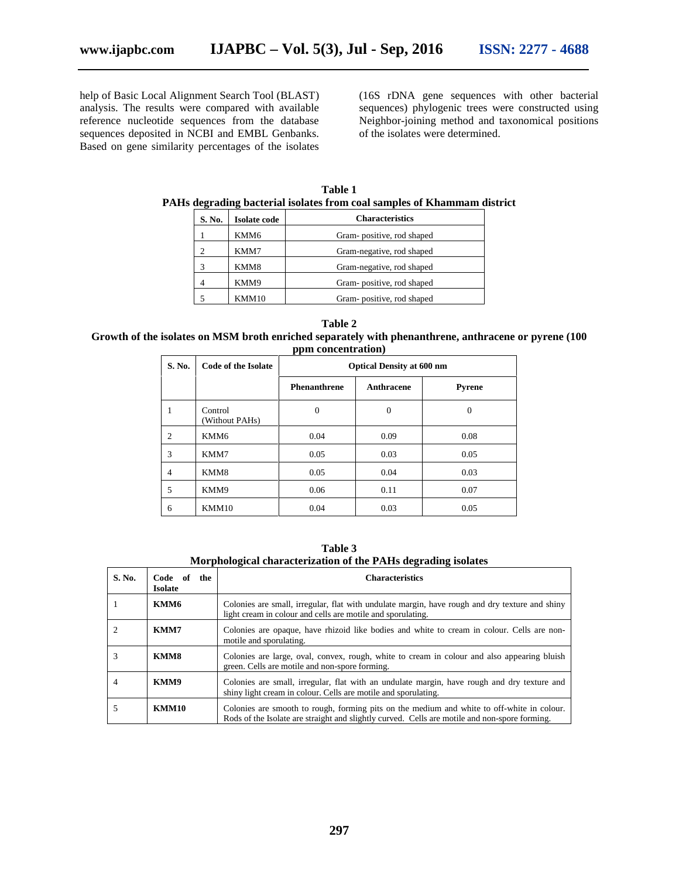help of Basic Local Alignment Search Tool (BLAST) analysis. The results were compared with available reference nucleotide sequences from the database sequences deposited in NCBI and EMBL Genbanks. Based on gene similarity percentages of the isolates (16S rDNA gene sequences with other bacterial sequences) phylogenic trees were constructed using Neighbor-joining method and taxonomical positions of the isolates were determined.

**Table 1**
**PAHs degrading bacterial isolates from coal samples of Khammam district**

| S. No. | Isolate code | Characteristics |
|---|---|---|
| 1 | KMM6 | Gram- positive, rod shaped |
| 2 | KMM7 | Gram-negative, rod shaped |
| 3 | KMM8 | Gram-negative, rod shaped |
| 4 | KMM9 | Gram- positive, rod shaped |
| 5 | KMM10 | Gram- positive, rod shaped |

**Table 2**
**Growth of the isolates on MSM broth enriched separately with phenanthrene, anthracene or pyrene (100 ppm concentration)**

| S. No. | Code of the Isolate | Optical Density at 600 nm | | |
|---|---|---|---|---|
| | | Phenanthrene | Anthracene | Pyrene |
| 1 | Control (Without PAHs) | 0 | 0 | 0 |
| 2 | KMM6 | 0.04 | 0.09 | 0.08 |
| 3 | KMM7 | 0.05 | 0.03 | 0.05 |
| 4 | KMM8 | 0.05 | 0.04 | 0.03 |
| 5 | KMM9 | 0.06 | 0.11 | 0.07 |
| 6 | KMM10 | 0.04 | 0.03 | 0.05 |

**Table 3**
**Morphological characterization of the PAHs degrading isolates**

| S. No. | Code of the Isolate | Characteristics |
|---|---|---|
| 1 | **KMM6** | Colonies are small, irregular, flat with undulate margin, have rough and dry texture and shiny light cream in colour and cells are motile and sporulating. |
| 2 | **KMM7** | Colonies are opaque, have rhizoid like bodies and white to cream in colour. Cells are non-motile and sporulating. |
| 3 | **KMM8** | Colonies are large, oval, convex, rough, white to cream in colour and also appearing bluish green. Cells are motile and non-spore forming. |
| 4 | **KMM9** | Colonies are small, irregular, flat with an undulate margin, have rough and dry texture and shiny light cream in colour. Cells are motile and sporulating. |
| 5 | **KMM10** | Colonies are smooth to rough, forming pits on the medium and white to off-white in colour. Rods of the Isolate are straight and slightly curved. Cells are motile and non-spore forming. |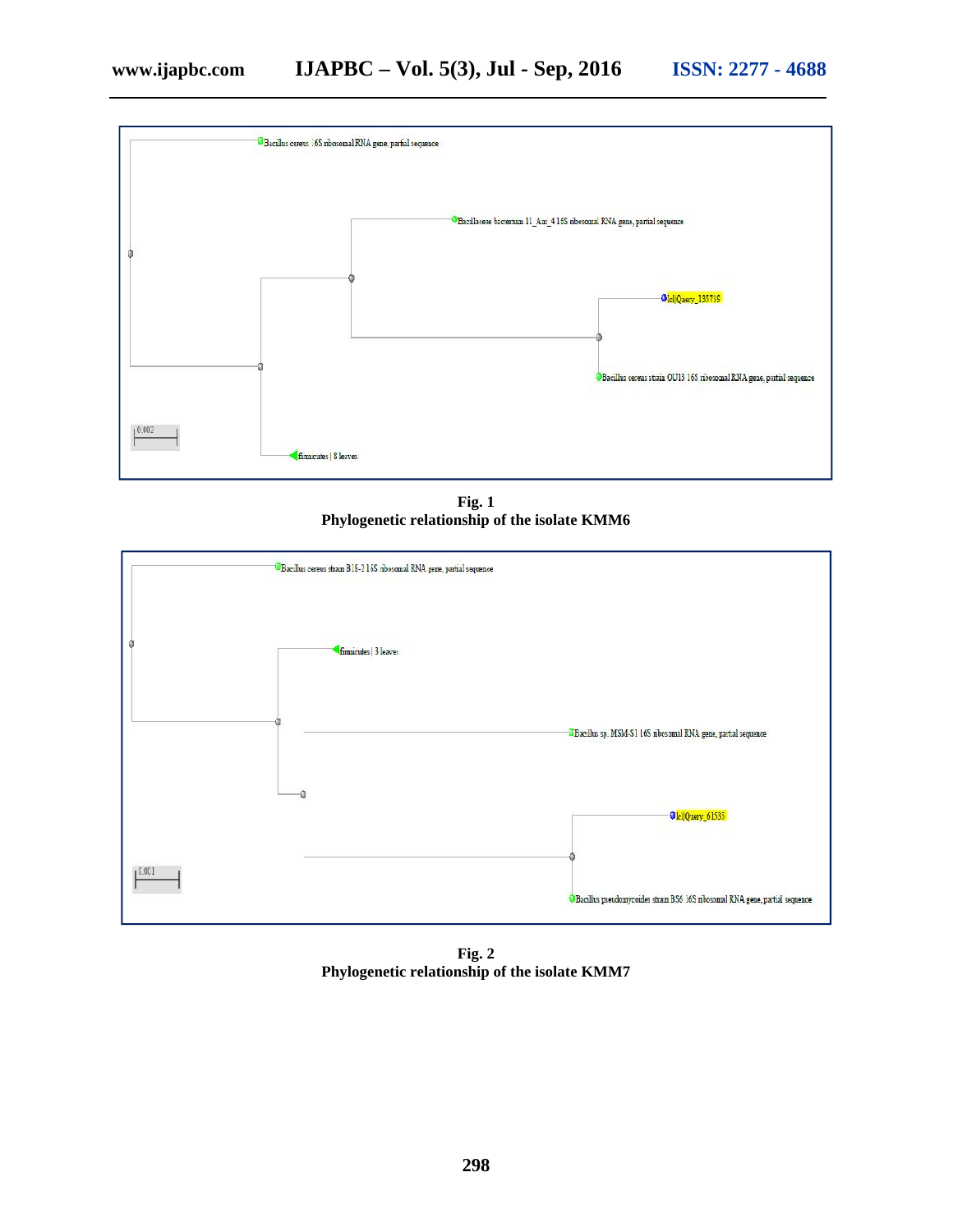Bacillus cereus 16S ribosomal RNA gene, partial sequence

Bacillaceae bacterium 11_Am_4 16S ribosomal RNA gene, partial sequence

lcl|Query_135735

Bacillus cereus strain OU13 16S ribosomal RNA gene, partial sequence

0.002

firmicutes | 8 leaves

**Fig. 1**
**Phylogenetic relationship of the isolate KMM6**

Bacillus cereus strain B18-2 16S ribosomal RNA gene, partial sequence

firmicutes | 3 leaves

Bacillus sp. MSM-S1 16S ribosomal RNA gene, partial sequence

lcl|Query_61535

0.001

Bacillus pseudomycoides strain BS6 16S ribosomal RNA gene, partial sequence

**Fig. 2**
**Phylogenetic relationship of the isolate KMM7**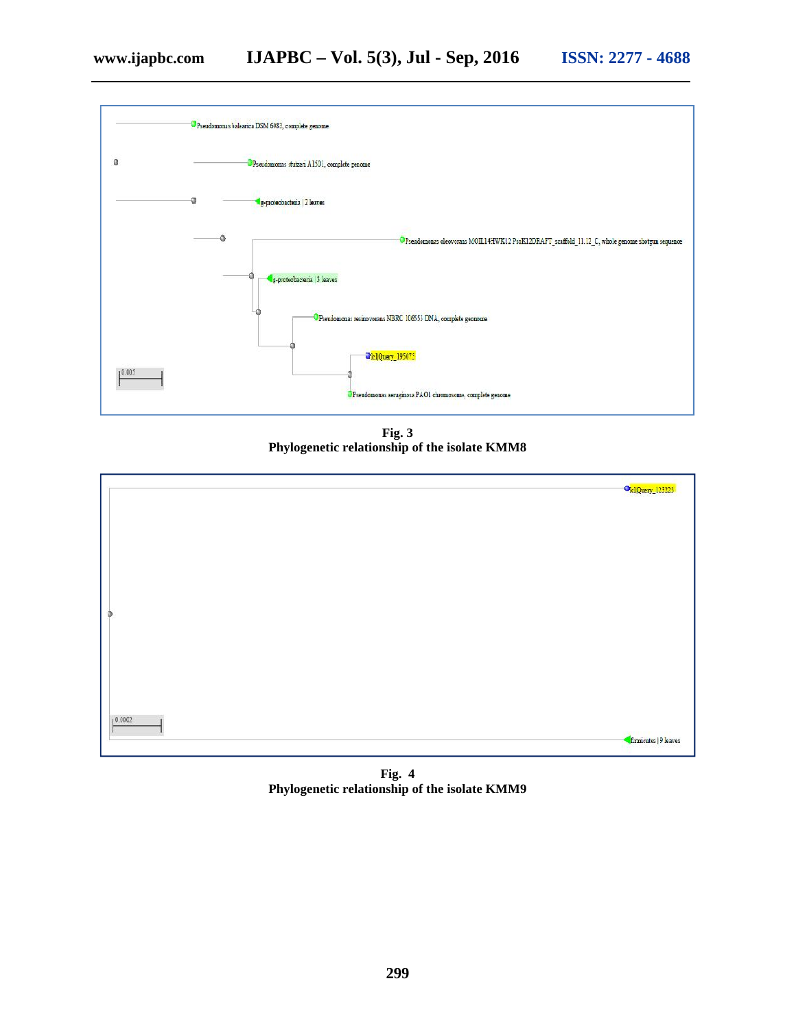**Fig. 3**
**Phylogenetic relationship of the isolate KMM8**

**Fig. 4**
**Phylogenetic relationship of the isolate KMM9**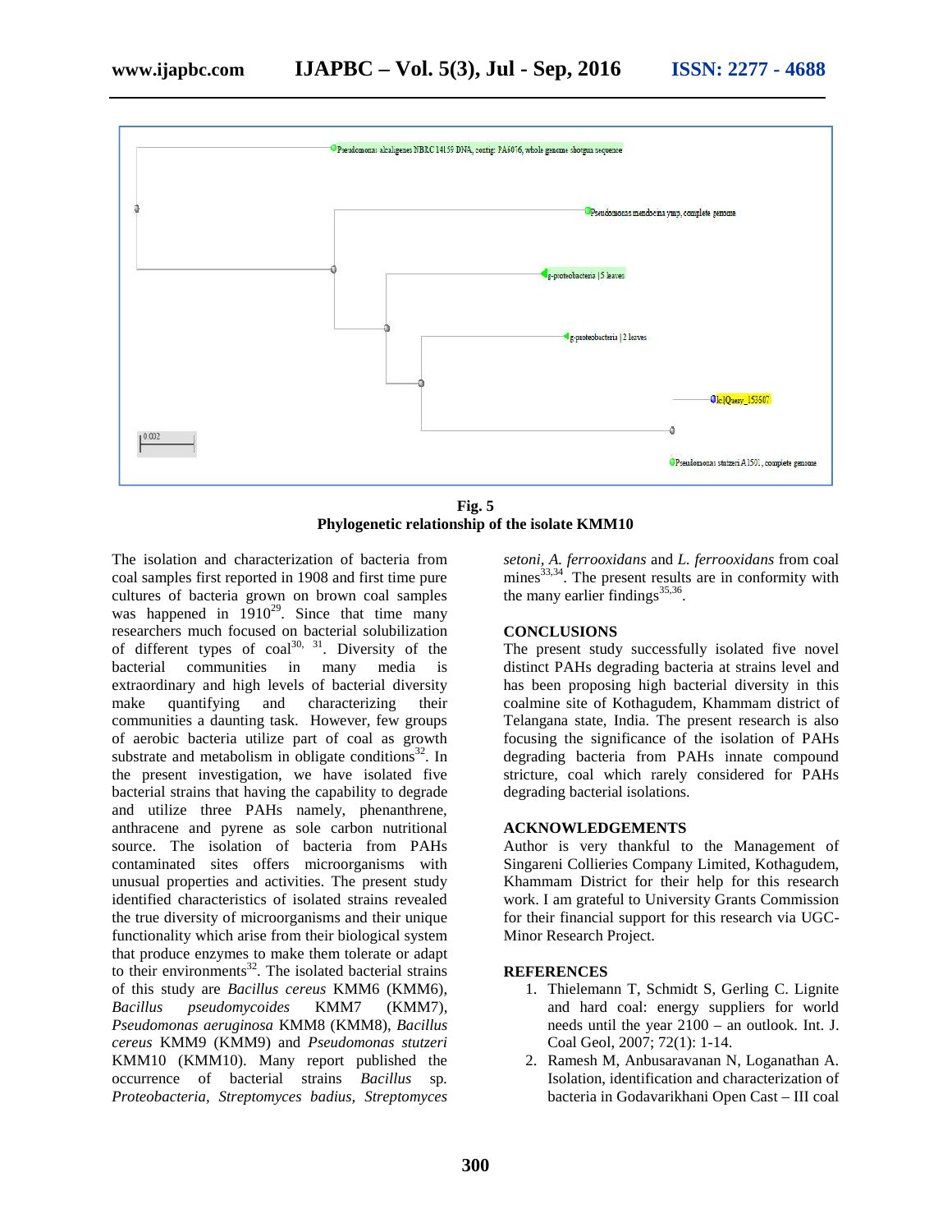**Fig. 5**
**Phylogenetic relationship of the isolate KMM10**

The isolation and characterization of bacteria from coal samples first reported in 1908 and first time pure cultures of bacteria grown on brown coal samples was happened in 1910[29]. Since that time many researchers much focused on bacterial solubilization of different types of coal[30, 31]. Diversity of the bacterial communities in many media is extraordinary and high levels of bacterial diversity make quantifying and characterizing their communities a daunting task. However, few groups of aerobic bacteria utilize part of coal as growth substrate and metabolism in obligate conditions[32]. In the present investigation, we have isolated five bacterial strains that having the capability to degrade and utilize three PAHs namely, phenanthrene, anthracene and pyrene as sole carbon nutritional source. The isolation of bacteria from PAHs contaminated sites offers microorganisms with unusual properties and activities. The present study identified characteristics of isolated strains revealed the true diversity of microorganisms and their unique functionality which arise from their biological system that produce enzymes to make them tolerate or adapt to their environments[32]. The isolated bacterial strains of this study are *Bacillus cereus* KMM6 (KMM6), *Bacillus pseudomycoides* KMM7 (KMM7), *Pseudomonas aeruginosa* KMM8 (KMM8), *Bacillus cereus* KMM9 (KMM9) and *Pseudomonas stutzeri* KMM10 (KMM10). Many report published the occurrence of bacterial strains *Bacillus* sp. *Proteobacteria*, *Streptomyces badius, Streptomyces setoni*, *A. ferrooxidans* and *L. ferrooxidans* from coal mines[33,34]. The present results are in conformity with the many earlier findings[35,36].

## CONCLUSIONS

The present study successfully isolated five novel distinct PAHs degrading bacteria at strains level and has been proposing high bacterial diversity in this coalmine site of Kothagudem, Khammam district of Telangana state, India. The present research is also focusing the significance of the isolation of PAHs degrading bacteria from PAHs innate compound stricture, coal which rarely considered for PAHs degrading bacterial isolations.

## ACKNOWLEDGEMENTS

Author is very thankful to the Management of Singareni Collieries Company Limited, Kothagudem, Khammam District for their help for this research work. I am grateful to University Grants Commission for their financial support for this research via UGC-Minor Research Project.

## REFERENCES

1. Thielemann T, Schmidt S, Gerling C. Lignite and hard coal: energy suppliers for world needs until the year 2100 – an outlook. Int. J. Coal Geol, 2007; 72(1): 1-14.
2. Ramesh M, Anbusaravanan N, Loganathan A. Isolation, identification and characterization of bacteria in Godavarikhani Open Cast – III coal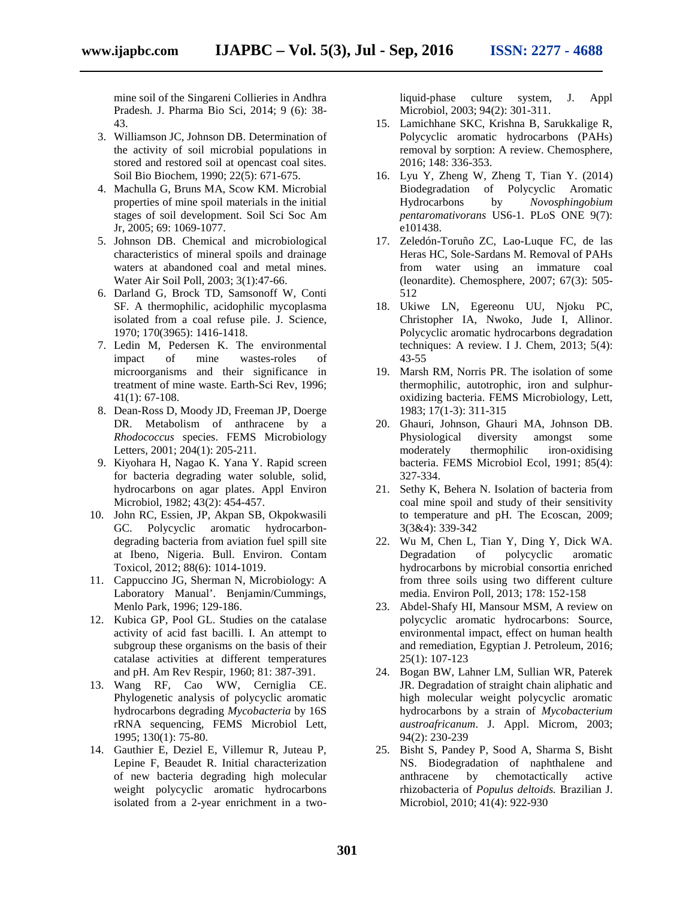mine soil of the Singareni Collieries in Andhra Pradesh. J. Pharma Bio Sci, 2014; 9 (6): 38-43.

3. Williamson JC, Johnson DB. Determination of the activity of soil microbial populations in stored and restored soil at opencast coal sites. Soil Bio Biochem, 1990; 22(5): 671-675.
4. Machulla G, Bruns MA, Scow KM. Microbial properties of mine spoil materials in the initial stages of soil development. Soil Sci Soc Am Jr, 2005; 69: 1069-1077.
5. Johnson DB. Chemical and microbiological characteristics of mineral spoils and drainage waters at abandoned coal and metal mines. Water Air Soil Poll, 2003; 3(1):47-66.
6. Darland G, Brock TD, Samsonoff W, Conti SF. A thermophilic, acidophilic mycoplasma isolated from a coal refuse pile. J. Science, 1970; 170(3965): 1416-1418.
7. Ledin M, Pedersen K. The environmental impact of mine wastes-roles of microorganisms and their significance in treatment of mine waste. Earth-Sci Rev, 1996; 41(1): 67-108.
8. Dean-Ross D, Moody JD, Freeman JP, Doerge DR. Metabolism of anthracene by a *Rhodococcus* species. FEMS Microbiology Letters, 2001; 204(1): 205-211.
9. Kiyohara H, Nagao K. Yana Y. Rapid screen for bacteria degrading water soluble, solid, hydrocarbons on agar plates. Appl Environ Microbiol, 1982; 43(2): 454-457.
10. John RC, Essien, JP, Akpan SB, Okpokwasili GC. Polycyclic aromatic hydrocarbon-degrading bacteria from aviation fuel spill site at Ibeno, Nigeria. Bull. Environ. Contam Toxicol, 2012; 88(6): 1014-1019.
11. Cappuccino JG, Sherman N, Microbiology: A Laboratory Manual'. Benjamin/Cummings, Menlo Park, 1996; 129-186.
12. Kubica GP, Pool GL. Studies on the catalase activity of acid fast bacilli. I. An attempt to subgroup these organisms on the basis of their catalase activities at different temperatures and pH. Am Rev Respir, 1960; 81: 387-391.
13. Wang RF, Cao WW, Cerniglia CE. Phylogenetic analysis of polycyclic aromatic hydrocarbons degrading *Mycobacteria* by 16S rRNA sequencing, FEMS Microbiol Lett, 1995; 130(1): 75-80.
14. Gauthier E, Deziel E, Villemur R, Juteau P, Lepine F, Beaudet R. Initial characterization of new bacteria degrading high molecular weight polycyclic aromatic hydrocarbons isolated from a 2-year enrichment in a two-liquid-phase culture system, J. Appl Microbiol, 2003; 94(2): 301-311.
15. Lamichhane SKC, Krishna B, Sarukkalige R, Polycyclic aromatic hydrocarbons (PAHs) removal by sorption: A review. Chemosphere, 2016; 148: 336-353.
16. Lyu Y, Zheng W, Zheng T, Tian Y. (2014) Biodegradation of Polycyclic Aromatic Hydrocarbons by *Novosphingobium pentaromativorans* US6-1. PLoS ONE 9(7): e101438.
17. Zeledón-Toruño ZC, Lao-Luque FC, de las Heras HC, Sole-Sardans M. Removal of PAHs from water using an immature coal (leonardite). Chemosphere, 2007; 67(3): 505-512
18. Ukiwe LN, Egereonu UU, Njoku PC, Christopher IA, Nwoko, Jude I, Allinor. Polycyclic aromatic hydrocarbons degradation techniques: A review. I J. Chem, 2013; 5(4): 43-55
19. Marsh RM, Norris PR. The isolation of some thermophilic, autotrophic, iron and sulphur-oxidizing bacteria. FEMS Microbiology, Lett, 1983; 17(1-3): 311-315
20. Ghauri, Johnson, Ghauri MA, Johnson DB. Physiological diversity amongst some moderately thermophilic iron-oxidising bacteria. FEMS Microbiol Ecol, 1991; 85(4): 327-334.
21. Sethy K, Behera N. Isolation of bacteria from coal mine spoil and study of their sensitivity to temperature and pH. The Ecoscan, 2009; 3(3&4): 339-342
22. Wu M, Chen L, Tian Y, Ding Y, Dick WA. Degradation of polycyclic aromatic hydrocarbons by microbial consortia enriched from three soils using two different culture media. Environ Poll, 2013; 178: 152-158
23. Abdel-Shafy HI, Mansour MSM, A review on polycyclic aromatic hydrocarbons: Source, environmental impact, effect on human health and remediation, Egyptian J. Petroleum, 2016; 25(1): 107-123
24. Bogan BW, Lahner LM, Sullian WR, Paterek JR. Degradation of straight chain aliphatic and high molecular weight polycyclic aromatic hydrocarbons by a strain of *Mycobacterium austroafricanum*. J. Appl. Microm, 2003; 94(2): 230-239
25. Bisht S, Pandey P, Sood A, Sharma S, Bisht NS. Biodegradation of naphthalene and anthracene by chemotactically active rhizobacteria of *Populus deltoids.* Brazilian J. Microbiol, 2010; 41(4): 922-930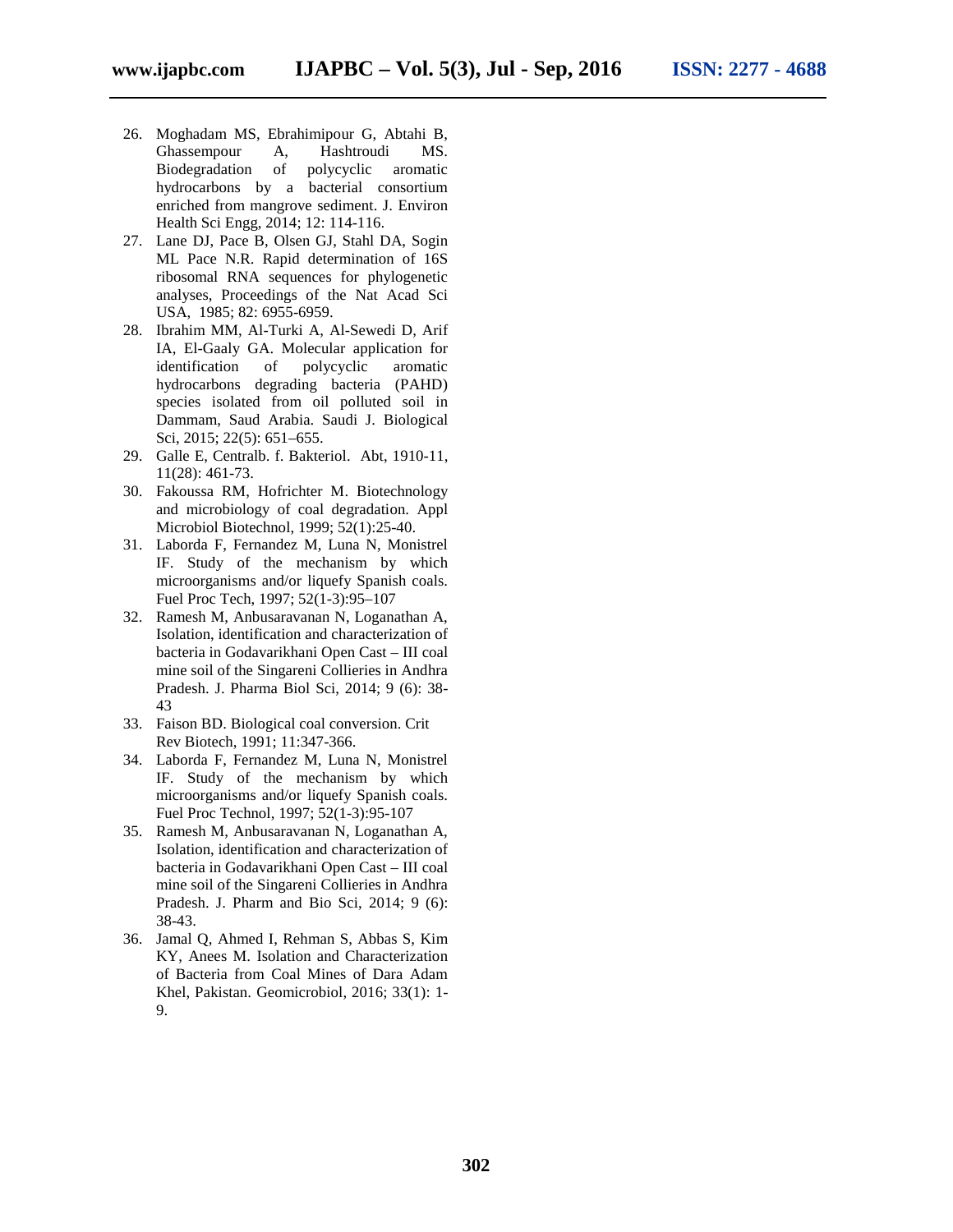26. Moghadam MS, Ebrahimipour G, Abtahi B, Ghassempour A, Hashtroudi MS. Biodegradation of polycyclic aromatic hydrocarbons by a bacterial consortium enriched from mangrove sediment. J. Environ Health Sci Engg, 2014; 12: 114-116.
27. Lane DJ, Pace B, Olsen GJ, Stahl DA, Sogin ML Pace N.R. Rapid determination of 16S ribosomal RNA sequences for phylogenetic analyses, Proceedings of the Nat Acad Sci USA, 1985; 82: 6955-6959.
28. Ibrahim MM, Al-Turki A, Al-Sewedi D, Arif IA, El-Gaaly GA. Molecular application for identification of polycyclic aromatic hydrocarbons degrading bacteria (PAHD) species isolated from oil polluted soil in Dammam, Saud Arabia. Saudi J. Biological Sci, 2015; 22(5): 651–655.
29. Galle E, Centralb. f. Bakteriol. Abt, 1910-11, 11(28): 461-73.
30. Fakoussa RM, Hofrichter M. Biotechnology and microbiology of coal degradation. Appl Microbiol Biotechnol, 1999; 52(1):25-40.
31. Laborda F, Fernandez M, Luna N, Monistrel IF. Study of the mechanism by which microorganisms and/or liquefy Spanish coals. Fuel Proc Tech, 1997; 52(1-3):95–107
32. Ramesh M, Anbusaravanan N, Loganathan A, Isolation, identification and characterization of bacteria in Godavarikhani Open Cast – III coal mine soil of the Singareni Collieries in Andhra Pradesh. J. Pharma Biol Sci, 2014; 9 (6): 38-43
33. Faison BD. Biological coal conversion. Crit Rev Biotech, 1991; 11:347-366.
34. Laborda F, Fernandez M, Luna N, Monistrel IF. Study of the mechanism by which microorganisms and/or liquefy Spanish coals. Fuel Proc Technol, 1997; 52(1-3):95-107
35. Ramesh M, Anbusaravanan N, Loganathan A, Isolation, identification and characterization of bacteria in Godavarikhani Open Cast – III coal mine soil of the Singareni Collieries in Andhra Pradesh. J. Pharm and Bio Sci, 2014; 9 (6): 38-43.
36. Jamal Q, Ahmed I, Rehman S, Abbas S, Kim KY, Anees M. Isolation and Characterization of Bacteria from Coal Mines of Dara Adam Khel, Pakistan. Geomicrobiol, 2016; 33(1): 1-9.